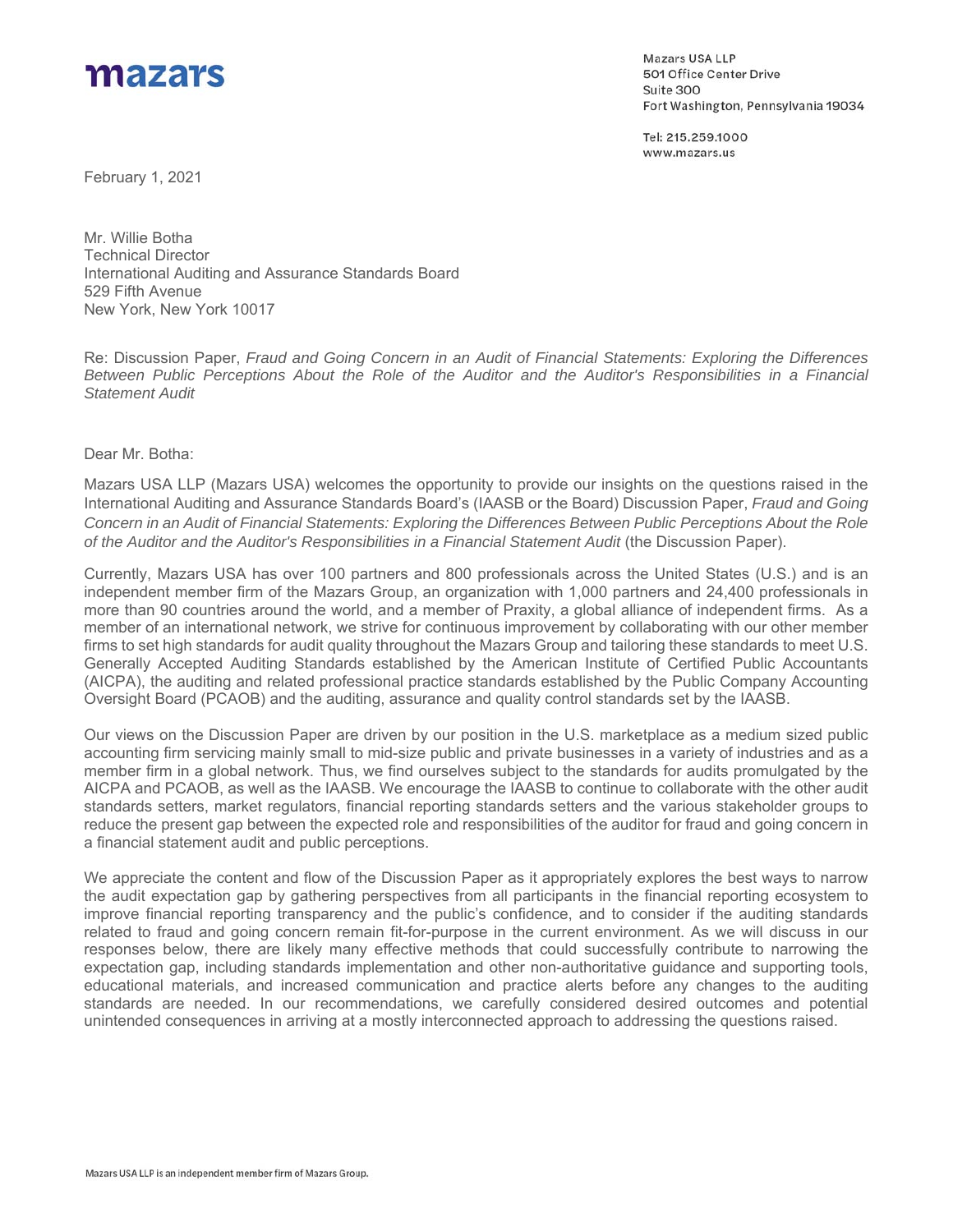mazars

Mazars USA LLP
501 Office Center Drive
Suite 300
Fort Washington, Pennsylvania 19034

Tel: 215.259.1000
www.mazars.us

February 1, 2021

Mr. Willie Botha
Technical Director
International Auditing and Assurance Standards Board
529 Fifth Avenue
New York, New York 10017

Re: Discussion Paper, *Fraud and Going Concern in an Audit of Financial Statements: Exploring the Differences Between Public Perceptions About the Role of the Auditor and the Auditor's Responsibilities in a Financial Statement Audit*

Dear Mr. Botha:

Mazars USA LLP (Mazars USA) welcomes the opportunity to provide our insights on the questions raised in the International Auditing and Assurance Standards Board's (IAASB or the Board) Discussion Paper, *Fraud and Going Concern in an Audit of Financial Statements: Exploring the Differences Between Public Perceptions About the Role of the Auditor and the Auditor's Responsibilities in a Financial Statement Audit* (the Discussion Paper).

Currently, Mazars USA has over 100 partners and 800 professionals across the United States (U.S.) and is an independent member firm of the Mazars Group, an organization with 1,000 partners and 24,400 professionals in more than 90 countries around the world, and a member of Praxity, a global alliance of independent firms. As a member of an international network, we strive for continuous improvement by collaborating with our other member firms to set high standards for audit quality throughout the Mazars Group and tailoring these standards to meet U.S. Generally Accepted Auditing Standards established by the American Institute of Certified Public Accountants (AICPA), the auditing and related professional practice standards established by the Public Company Accounting Oversight Board (PCAOB) and the auditing, assurance and quality control standards set by the IAASB.

Our views on the Discussion Paper are driven by our position in the U.S. marketplace as a medium sized public accounting firm servicing mainly small to mid-size public and private businesses in a variety of industries and as a member firm in a global network. Thus, we find ourselves subject to the standards for audits promulgated by the AICPA and PCAOB, as well as the IAASB. We encourage the IAASB to continue to collaborate with the other audit standards setters, market regulators, financial reporting standards setters and the various stakeholder groups to reduce the present gap between the expected role and responsibilities of the auditor for fraud and going concern in a financial statement audit and public perceptions.

We appreciate the content and flow of the Discussion Paper as it appropriately explores the best ways to narrow the audit expectation gap by gathering perspectives from all participants in the financial reporting ecosystem to improve financial reporting transparency and the public's confidence, and to consider if the auditing standards related to fraud and going concern remain fit-for-purpose in the current environment. As we will discuss in our responses below, there are likely many effective methods that could successfully contribute to narrowing the expectation gap, including standards implementation and other non-authoritative guidance and supporting tools, educational materials, and increased communication and practice alerts before any changes to the auditing standards are needed. In our recommendations, we carefully considered desired outcomes and potential unintended consequences in arriving at a mostly interconnected approach to addressing the questions raised.

Mazars USA LLP is an independent member firm of Mazars Group.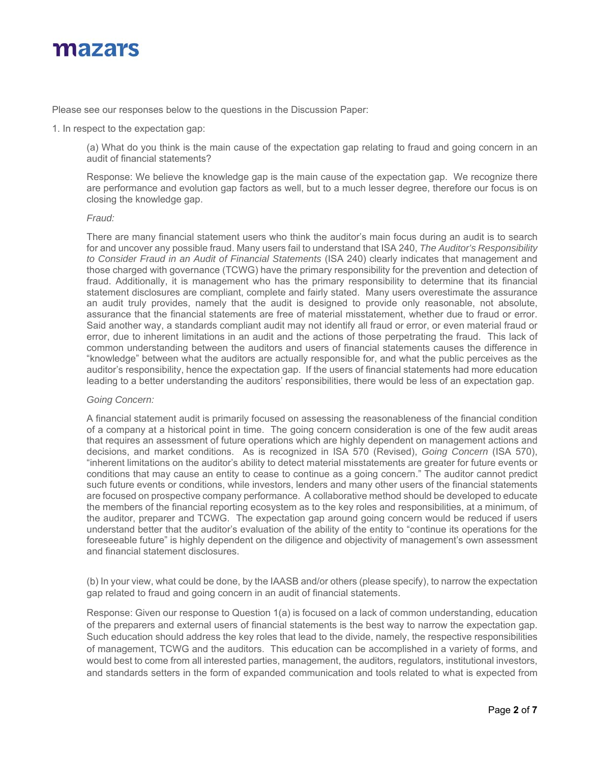Please see our responses below to the questions in the Discussion Paper:

1. In respect to the expectation gap:

(a) What do you think is the main cause of the expectation gap relating to fraud and going concern in an audit of financial statements?

Response: We believe the knowledge gap is the main cause of the expectation gap. We recognize there are performance and evolution gap factors as well, but to a much lesser degree, therefore our focus is on closing the knowledge gap.

*Fraud:*

There are many financial statement users who think the auditor's main focus during an audit is to search for and uncover any possible fraud. Many users fail to understand that ISA 240, *The Auditor's Responsibility to Consider Fraud in an Audit of Financial Statements* (ISA 240) clearly indicates that management and those charged with governance (TCWG) have the primary responsibility for the prevention and detection of fraud. Additionally, it is management who has the primary responsibility to determine that its financial statement disclosures are compliant, complete and fairly stated. Many users overestimate the assurance an audit truly provides, namely that the audit is designed to provide only reasonable, not absolute, assurance that the financial statements are free of material misstatement, whether due to fraud or error. Said another way, a standards compliant audit may not identify all fraud or error, or even material fraud or error, due to inherent limitations in an audit and the actions of those perpetrating the fraud. This lack of common understanding between the auditors and users of financial statements causes the difference in "knowledge" between what the auditors are actually responsible for, and what the public perceives as the auditor's responsibility, hence the expectation gap. If the users of financial statements had more education leading to a better understanding the auditors' responsibilities, there would be less of an expectation gap.

*Going Concern:*

A financial statement audit is primarily focused on assessing the reasonableness of the financial condition of a company at a historical point in time. The going concern consideration is one of the few audit areas that requires an assessment of future operations which are highly dependent on management actions and decisions, and market conditions. As is recognized in ISA 570 (Revised), *Going Concern* (ISA 570), "inherent limitations on the auditor's ability to detect material misstatements are greater for future events or conditions that may cause an entity to cease to continue as a going concern." The auditor cannot predict such future events or conditions, while investors, lenders and many other users of the financial statements are focused on prospective company performance. A collaborative method should be developed to educate the members of the financial reporting ecosystem as to the key roles and responsibilities, at a minimum, of the auditor, preparer and TCWG. The expectation gap around going concern would be reduced if users understand better that the auditor's evaluation of the ability of the entity to "continue its operations for the foreseeable future" is highly dependent on the diligence and objectivity of management's own assessment and financial statement disclosures.

(b) In your view, what could be done, by the IAASB and/or others (please specify), to narrow the expectation gap related to fraud and going concern in an audit of financial statements.

Response: Given our response to Question 1(a) is focused on a lack of common understanding, education of the preparers and external users of financial statements is the best way to narrow the expectation gap. Such education should address the key roles that lead to the divide, namely, the respective responsibilities of management, TCWG and the auditors. This education can be accomplished in a variety of forms, and would best to come from all interested parties, management, the auditors, regulators, institutional investors, and standards setters in the form of expanded communication and tools related to what is expected from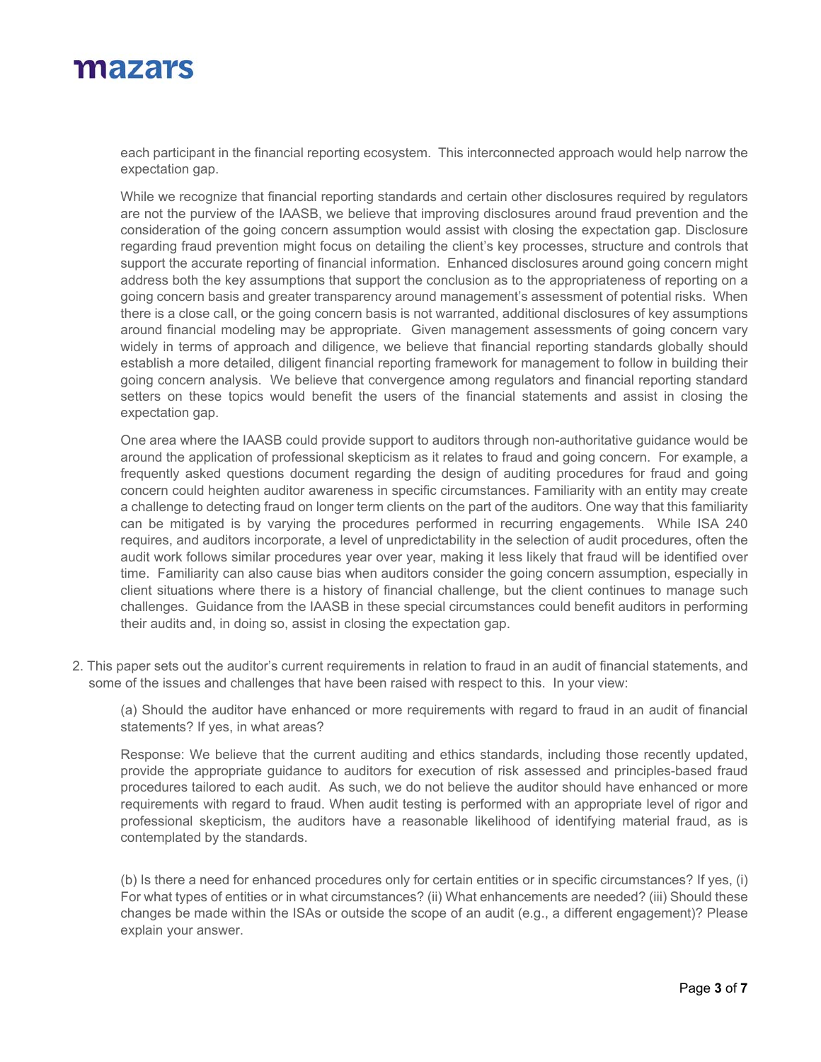each participant in the financial reporting ecosystem. This interconnected approach would help narrow the expectation gap.

While we recognize that financial reporting standards and certain other disclosures required by regulators are not the purview of the IAASB, we believe that improving disclosures around fraud prevention and the consideration of the going concern assumption would assist with closing the expectation gap. Disclosure regarding fraud prevention might focus on detailing the client's key processes, structure and controls that support the accurate reporting of financial information. Enhanced disclosures around going concern might address both the key assumptions that support the conclusion as to the appropriateness of reporting on a going concern basis and greater transparency around management's assessment of potential risks. When there is a close call, or the going concern basis is not warranted, additional disclosures of key assumptions around financial modeling may be appropriate. Given management assessments of going concern vary widely in terms of approach and diligence, we believe that financial reporting standards globally should establish a more detailed, diligent financial reporting framework for management to follow in building their going concern analysis. We believe that convergence among regulators and financial reporting standard setters on these topics would benefit the users of the financial statements and assist in closing the expectation gap.

One area where the IAASB could provide support to auditors through non-authoritative guidance would be around the application of professional skepticism as it relates to fraud and going concern. For example, a frequently asked questions document regarding the design of auditing procedures for fraud and going concern could heighten auditor awareness in specific circumstances. Familiarity with an entity may create a challenge to detecting fraud on longer term clients on the part of the auditors. One way that this familiarity can be mitigated is by varying the procedures performed in recurring engagements. While ISA 240 requires, and auditors incorporate, a level of unpredictability in the selection of audit procedures, often the audit work follows similar procedures year over year, making it less likely that fraud will be identified over time. Familiarity can also cause bias when auditors consider the going concern assumption, especially in client situations where there is a history of financial challenge, but the client continues to manage such challenges. Guidance from the IAASB in these special circumstances could benefit auditors in performing their audits and, in doing so, assist in closing the expectation gap.

2. This paper sets out the auditor's current requirements in relation to fraud in an audit of financial statements, and some of the issues and challenges that have been raised with respect to this. In your view:

   (a) Should the auditor have enhanced or more requirements with regard to fraud in an audit of financial statements? If yes, in what areas?

   Response: We believe that the current auditing and ethics standards, including those recently updated, provide the appropriate guidance to auditors for execution of risk assessed and principles-based fraud procedures tailored to each audit. As such, we do not believe the auditor should have enhanced or more requirements with regard to fraud. When audit testing is performed with an appropriate level of rigor and professional skepticism, the auditors have a reasonable likelihood of identifying material fraud, as is contemplated by the standards.

   (b) Is there a need for enhanced procedures only for certain entities or in specific circumstances? If yes, (i) For what types of entities or in what circumstances? (ii) What enhancements are needed? (iii) Should these changes be made within the ISAs or outside the scope of an audit (e.g., a different engagement)? Please explain your answer.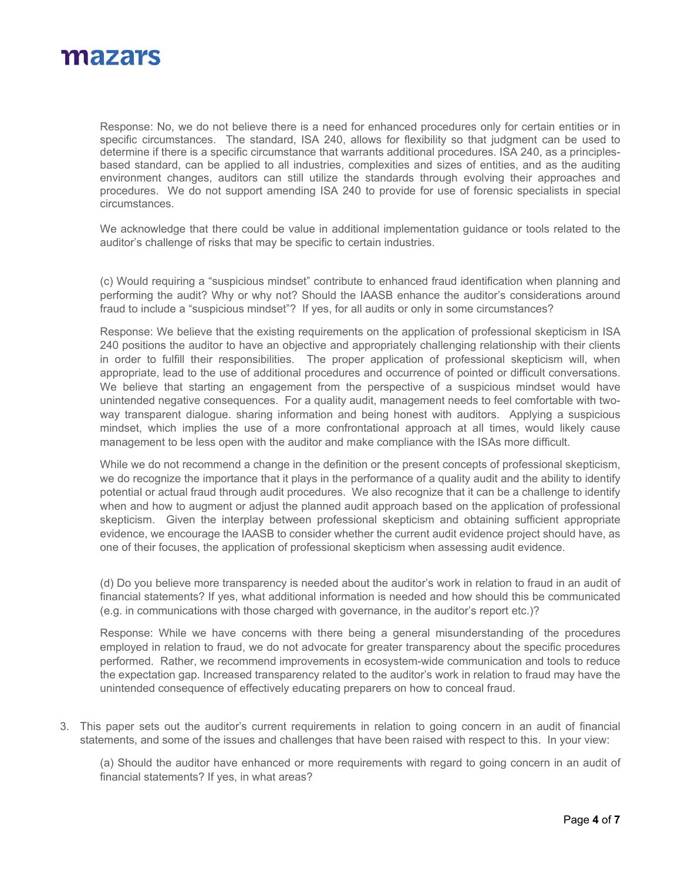Response: No, we do not believe there is a need for enhanced procedures only for certain entities or in specific circumstances. The standard, ISA 240, allows for flexibility so that judgment can be used to determine if there is a specific circumstance that warrants additional procedures. ISA 240, as a principles-based standard, can be applied to all industries, complexities and sizes of entities, and as the auditing environment changes, auditors can still utilize the standards through evolving their approaches and procedures. We do not support amending ISA 240 to provide for use of forensic specialists in special circumstances.

We acknowledge that there could be value in additional implementation guidance or tools related to the auditor's challenge of risks that may be specific to certain industries.

(c) Would requiring a "suspicious mindset" contribute to enhanced fraud identification when planning and performing the audit? Why or why not? Should the IAASB enhance the auditor's considerations around fraud to include a "suspicious mindset"? If yes, for all audits or only in some circumstances?

Response: We believe that the existing requirements on the application of professional skepticism in ISA 240 positions the auditor to have an objective and appropriately challenging relationship with their clients in order to fulfill their responsibilities. The proper application of professional skepticism will, when appropriate, lead to the use of additional procedures and occurrence of pointed or difficult conversations. We believe that starting an engagement from the perspective of a suspicious mindset would have unintended negative consequences. For a quality audit, management needs to feel comfortable with two-way transparent dialogue. sharing information and being honest with auditors. Applying a suspicious mindset, which implies the use of a more confrontational approach at all times, would likely cause management to be less open with the auditor and make compliance with the ISAs more difficult.

While we do not recommend a change in the definition or the present concepts of professional skepticism, we do recognize the importance that it plays in the performance of a quality audit and the ability to identify potential or actual fraud through audit procedures. We also recognize that it can be a challenge to identify when and how to augment or adjust the planned audit approach based on the application of professional skepticism. Given the interplay between professional skepticism and obtaining sufficient appropriate evidence, we encourage the IAASB to consider whether the current audit evidence project should have, as one of their focuses, the application of professional skepticism when assessing audit evidence.

(d) Do you believe more transparency is needed about the auditor's work in relation to fraud in an audit of financial statements? If yes, what additional information is needed and how should this be communicated (e.g. in communications with those charged with governance, in the auditor's report etc.)?

Response: While we have concerns with there being a general misunderstanding of the procedures employed in relation to fraud, we do not advocate for greater transparency about the specific procedures performed. Rather, we recommend improvements in ecosystem-wide communication and tools to reduce the expectation gap. Increased transparency related to the auditor's work in relation to fraud may have the unintended consequence of effectively educating preparers on how to conceal fraud.

3. This paper sets out the auditor's current requirements in relation to going concern in an audit of financial statements, and some of the issues and challenges that have been raised with respect to this. In your view:

   (a) Should the auditor have enhanced or more requirements with regard to going concern in an audit of financial statements? If yes, in what areas?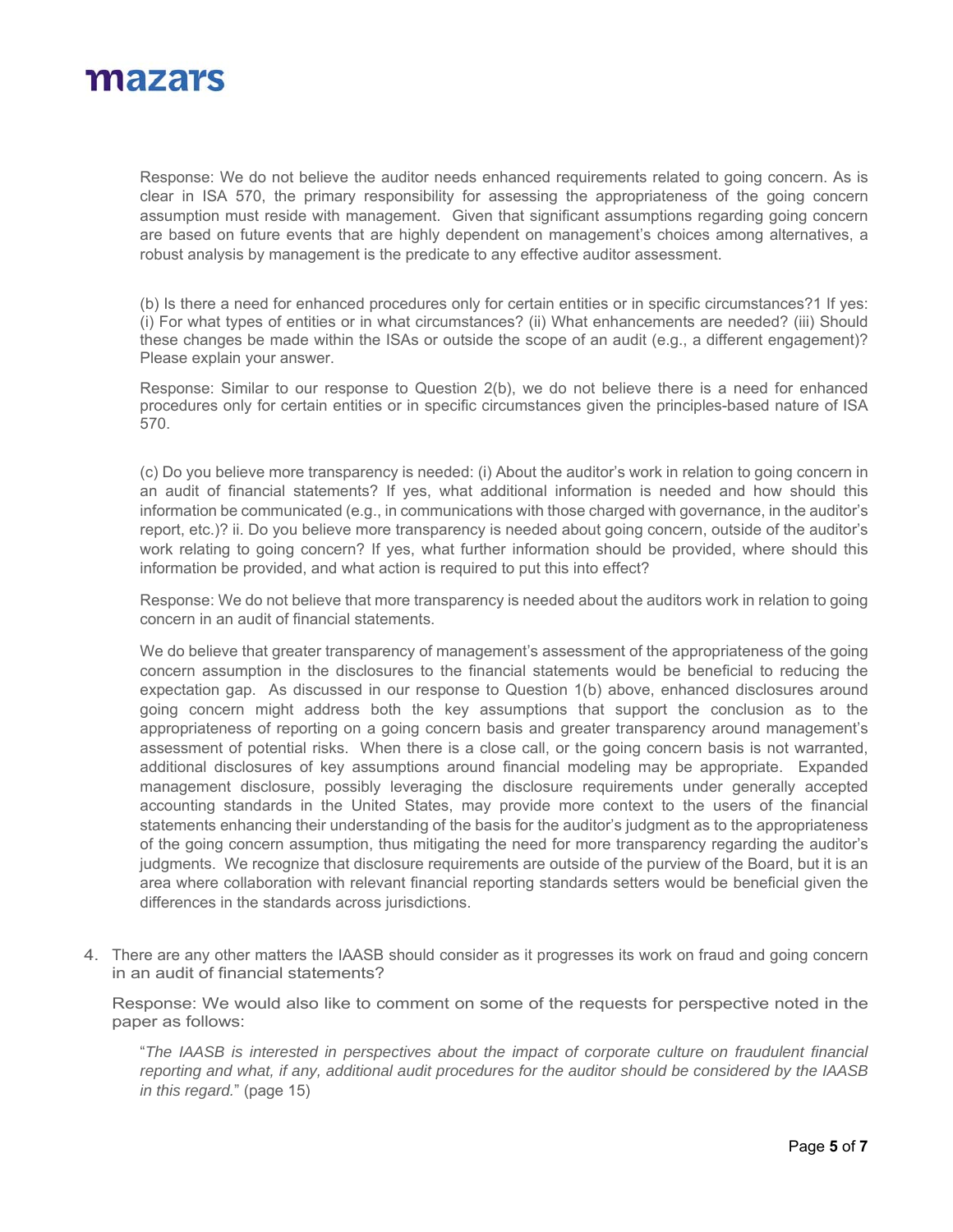Response: We do not believe the auditor needs enhanced requirements related to going concern. As is clear in ISA 570, the primary responsibility for assessing the appropriateness of the going concern assumption must reside with management. Given that significant assumptions regarding going concern are based on future events that are highly dependent on management's choices among alternatives, a robust analysis by management is the predicate to any effective auditor assessment.

(b) Is there a need for enhanced procedures only for certain entities or in specific circumstances?1 If yes: (i) For what types of entities or in what circumstances? (ii) What enhancements are needed? (iii) Should these changes be made within the ISAs or outside the scope of an audit (e.g., a different engagement)? Please explain your answer.

Response: Similar to our response to Question 2(b), we do not believe there is a need for enhanced procedures only for certain entities or in specific circumstances given the principles-based nature of ISA 570.

(c) Do you believe more transparency is needed: (i) About the auditor's work in relation to going concern in an audit of financial statements? If yes, what additional information is needed and how should this information be communicated (e.g., in communications with those charged with governance, in the auditor's report, etc.)? ii. Do you believe more transparency is needed about going concern, outside of the auditor's work relating to going concern? If yes, what further information should be provided, where should this information be provided, and what action is required to put this into effect?

Response: We do not believe that more transparency is needed about the auditors work in relation to going concern in an audit of financial statements.

We do believe that greater transparency of management's assessment of the appropriateness of the going concern assumption in the disclosures to the financial statements would be beneficial to reducing the expectation gap. As discussed in our response to Question 1(b) above, enhanced disclosures around going concern might address both the key assumptions that support the conclusion as to the appropriateness of reporting on a going concern basis and greater transparency around management's assessment of potential risks. When there is a close call, or the going concern basis is not warranted, additional disclosures of key assumptions around financial modeling may be appropriate. Expanded management disclosure, possibly leveraging the disclosure requirements under generally accepted accounting standards in the United States, may provide more context to the users of the financial statements enhancing their understanding of the basis for the auditor's judgment as to the appropriateness of the going concern assumption, thus mitigating the need for more transparency regarding the auditor's judgments. We recognize that disclosure requirements are outside of the purview of the Board, but it is an area where collaboration with relevant financial reporting standards setters would be beneficial given the differences in the standards across jurisdictions.

4. There are any other matters the IAASB should consider as it progresses its work on fraud and going concern in an audit of financial statements?

   Response: We would also like to comment on some of the requests for perspective noted in the paper as follows:

   "*The IAASB is interested in perspectives about the impact of corporate culture on fraudulent financial reporting and what, if any, additional audit procedures for the auditor should be considered by the IAASB in this regard.*" (page 15)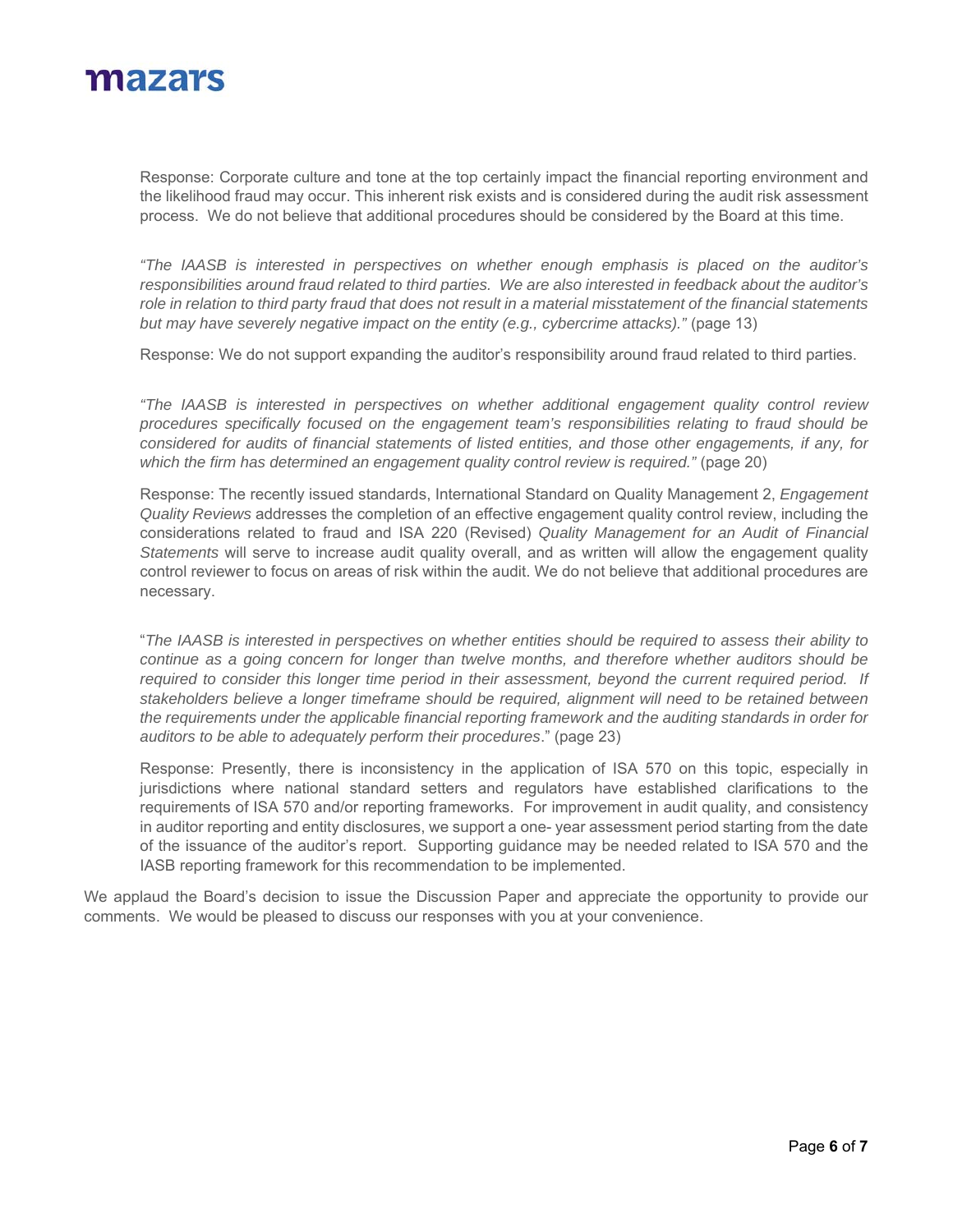Response: Corporate culture and tone at the top certainly impact the financial reporting environment and the likelihood fraud may occur. This inherent risk exists and is considered during the audit risk assessment process. We do not believe that additional procedures should be considered by the Board at this time.

*"The IAASB is interested in perspectives on whether enough emphasis is placed on the auditor's responsibilities around fraud related to third parties. We are also interested in feedback about the auditor's role in relation to third party fraud that does not result in a material misstatement of the financial statements but may have severely negative impact on the entity (e.g., cybercrime attacks)."* (page 13)

Response: We do not support expanding the auditor's responsibility around fraud related to third parties.

*"The IAASB is interested in perspectives on whether additional engagement quality control review procedures specifically focused on the engagement team's responsibilities relating to fraud should be considered for audits of financial statements of listed entities, and those other engagements, if any, for which the firm has determined an engagement quality control review is required."* (page 20)

Response: The recently issued standards, International Standard on Quality Management 2, *Engagement Quality Reviews* addresses the completion of an effective engagement quality control review, including the considerations related to fraud and ISA 220 (Revised) *Quality Management for an Audit of Financial Statements* will serve to increase audit quality overall, and as written will allow the engagement quality control reviewer to focus on areas of risk within the audit. We do not believe that additional procedures are necessary.

"*The IAASB is interested in perspectives on whether entities should be required to assess their ability to continue as a going concern for longer than twelve months, and therefore whether auditors should be required to consider this longer time period in their assessment, beyond the current required period. If stakeholders believe a longer timeframe should be required, alignment will need to be retained between the requirements under the applicable financial reporting framework and the auditing standards in order for auditors to be able to adequately perform their procedures*." (page 23)

Response: Presently, there is inconsistency in the application of ISA 570 on this topic, especially in jurisdictions where national standard setters and regulators have established clarifications to the requirements of ISA 570 and/or reporting frameworks. For improvement in audit quality, and consistency in auditor reporting and entity disclosures, we support a one- year assessment period starting from the date of the issuance of the auditor's report. Supporting guidance may be needed related to ISA 570 and the IASB reporting framework for this recommendation to be implemented.

We applaud the Board's decision to issue the Discussion Paper and appreciate the opportunity to provide our comments. We would be pleased to discuss our responses with you at your convenience.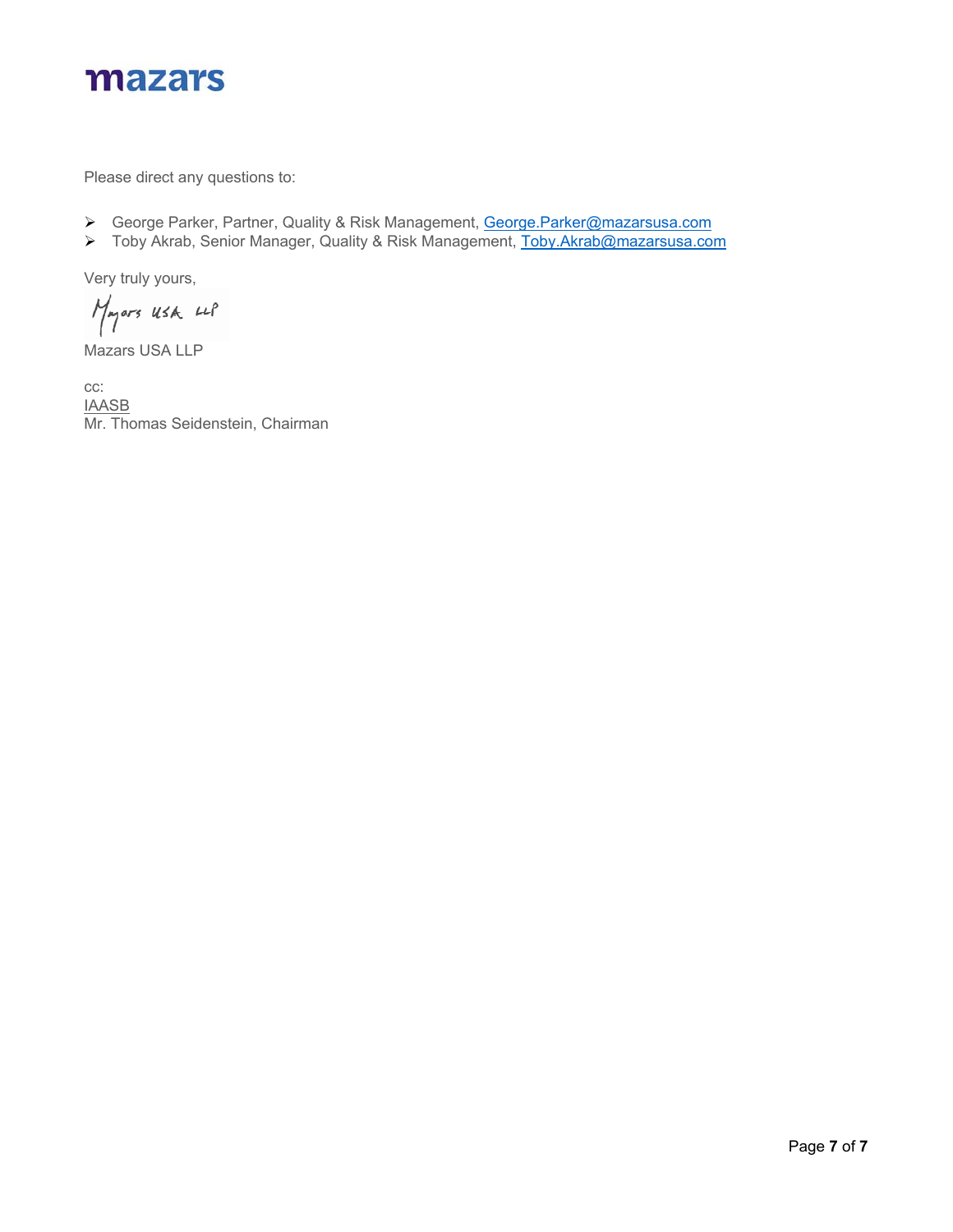Please direct any questions to:

- George Parker, Partner, Quality & Risk Management, George.Parker@mazarsusa.com
- Toby Akrab, Senior Manager, Quality & Risk Management, Toby.Akrab@mazarsusa.com

Very truly yours,

Mazars USA LLP

Mazars USA LLP

cc:
IAASB
Mr. Thomas Seidenstein, Chairman